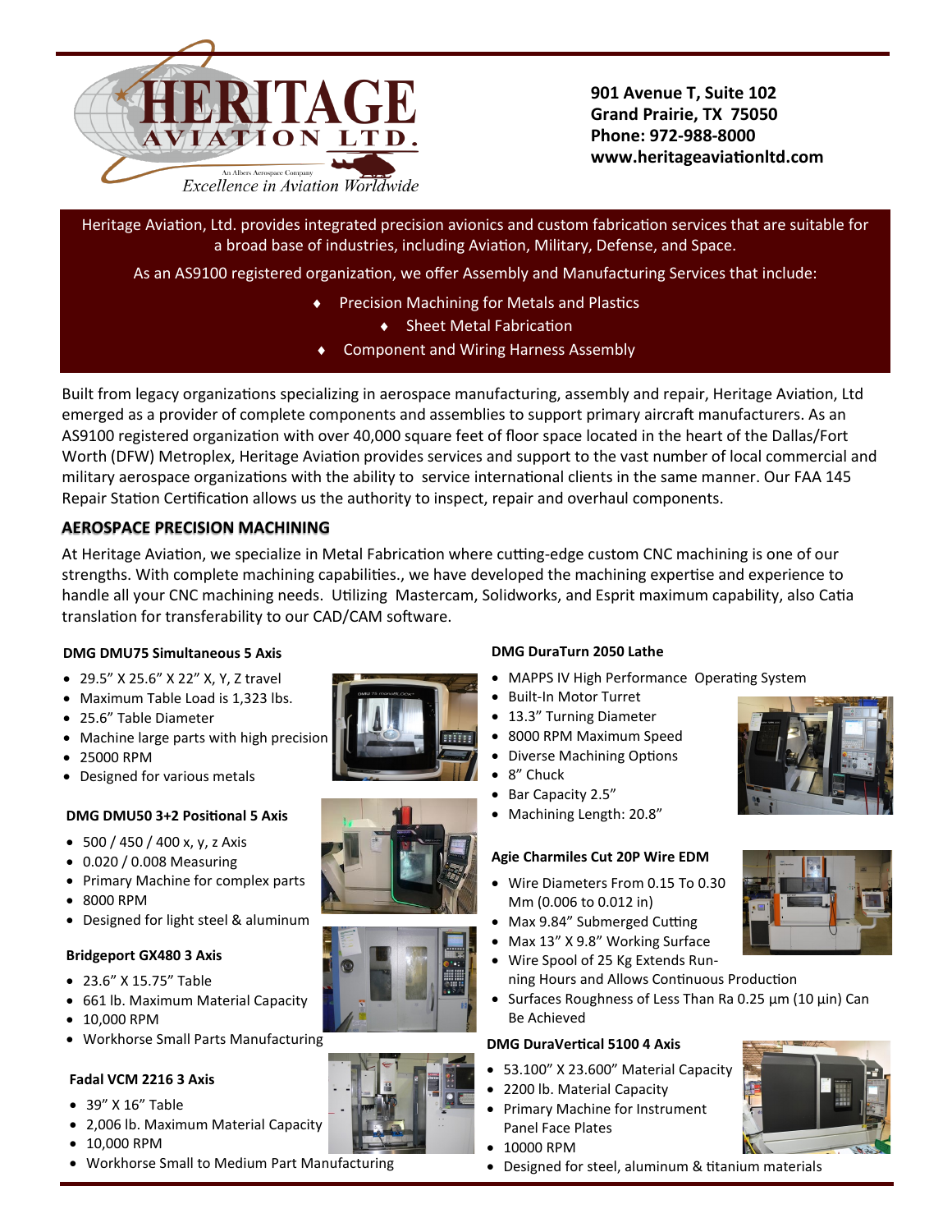# HERITAGE AVIATION LTD.

An Albers Aerospace Company

*Excellence in Aviation Worldwide*

**901 Avenue T, Suite 102**
**Grand Prairie, TX 75050**
**Phone: 972-988-8000**
**www.heritageaviationltd.com**

Heritage Aviation, Ltd. provides integrated precision avionics and custom fabrication services that are suitable for a broad base of industries, including Aviation, Military, Defense, and Space.

As an AS9100 registered organization, we offer Assembly and Manufacturing Services that include:

- Precision Machining for Metals and Plastics
- Sheet Metal Fabrication
- Component and Wiring Harness Assembly

Built from legacy organizations specializing in aerospace manufacturing, assembly and repair, Heritage Aviation, Ltd emerged as a provider of complete components and assemblies to support primary aircraft manufacturers. As an AS9100 registered organization with over 40,000 square feet of floor space located in the heart of the Dallas/Fort Worth (DFW) Metroplex, Heritage Aviation provides services and support to the vast number of local commercial and military aerospace organizations with the ability to service international clients in the same manner. Our FAA 145 Repair Station Certification allows us the authority to inspect, repair and overhaul components.

## AEROSPACE PRECISION MACHINING

At Heritage Aviation, we specialize in Metal Fabrication where cutting-edge custom CNC machining is one of our strengths. With complete machining capabilities., we have developed the machining expertise and experience to handle all your CNC machining needs. Utilizing Mastercam, Solidworks, and Esprit maximum capability, also Catia translation for transferability to our CAD/CAM software.

**DMG DMU75 Simultaneous 5 Axis**

- 29.5" X 25.6" X 22" X, Y, Z travel
- Maximum Table Load is 1,323 lbs.
- 25.6" Table Diameter
- Machine large parts with high precision
- 25000 RPM
- Designed for various metals

**DMG DMU50 3+2 Positional 5 Axis**

- 500 / 450 / 400 x, y, z Axis
- 0.020 / 0.008 Measuring
- Primary Machine for complex parts
- 8000 RPM
- Designed for light steel & aluminum

**Bridgeport GX480 3 Axis**

- 23.6" X 15.75" Table
- 661 lb. Maximum Material Capacity
- 10,000 RPM
- Workhorse Small Parts Manufacturing

**Fadal VCM 2216 3 Axis**

- 39" X 16" Table
- 2,006 lb. Maximum Material Capacity
- 10,000 RPM
- Workhorse Small to Medium Part Manufacturing

**DMG DuraTurn 2050 Lathe**

- MAPPS IV High Performance Operating System
- Built-In Motor Turret
- 13.3" Turning Diameter
- 8000 RPM Maximum Speed
- Diverse Machining Options
- 8" Chuck
- Bar Capacity 2.5"
- Machining Length: 20.8"

**Agie Charmiles Cut 20P Wire EDM**

- Wire Diameters From 0.15 To 0.30 Mm (0.006 to 0.012 in)
- Max 9.84" Submerged Cutting
- Max 13" X 9.8" Working Surface
- Wire Spool of 25 Kg Extends Running Hours and Allows Continuous Production
- Surfaces Roughness of Less Than Ra 0.25 µm (10 µin) Can Be Achieved

**DMG DuraVertical 5100 4 Axis**

- 53.100" X 23.600" Material Capacity
- 2200 lb. Material Capacity
- Primary Machine for Instrument Panel Face Plates
- 10000 RPM
- Designed for steel, aluminum & titanium materials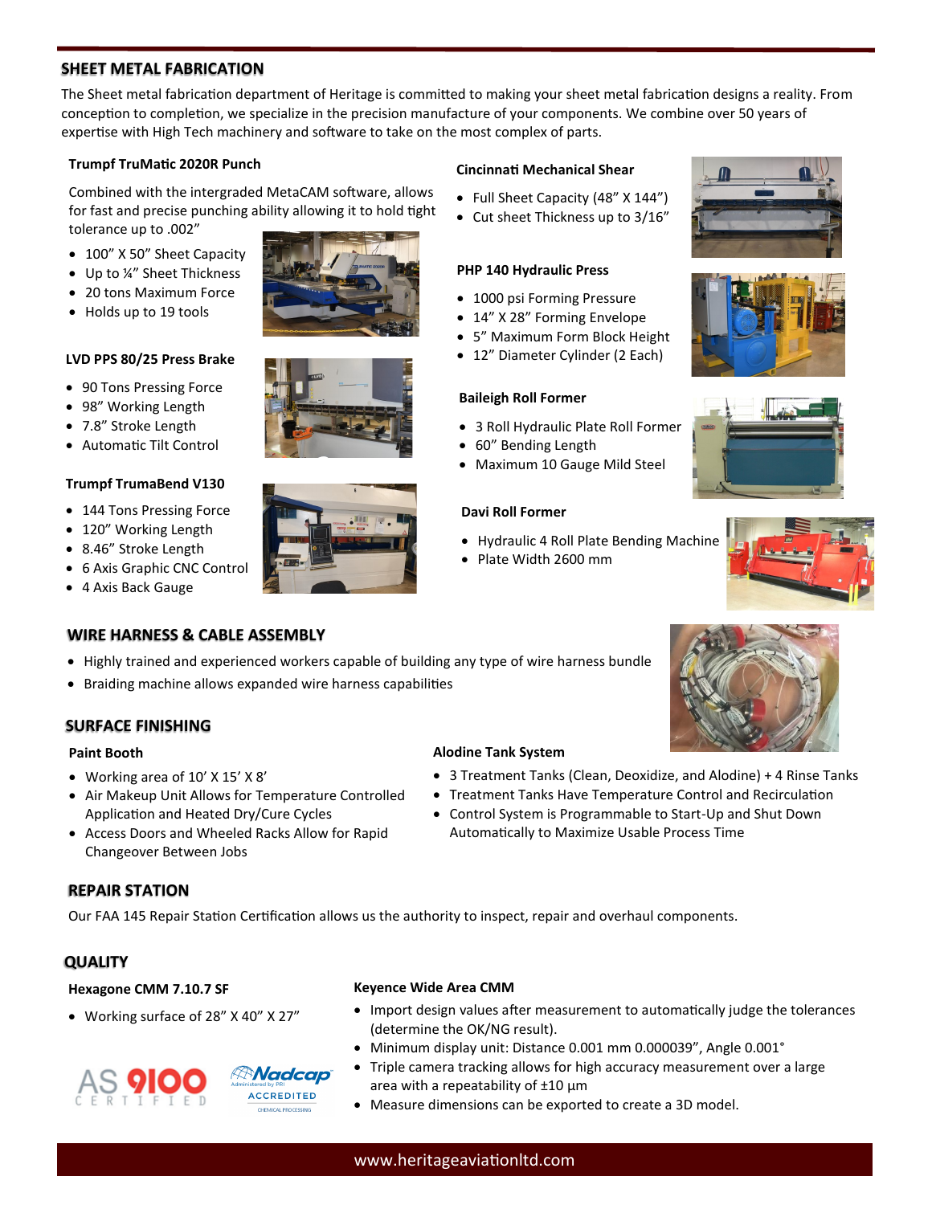## SHEET METAL FABRICATION

The Sheet metal fabrication department of Heritage is committed to making your sheet metal fabrication designs a reality. From conception to completion, we specialize in the precision manufacture of your components. We combine over 50 years of expertise with High Tech machinery and software to take on the most complex of parts.

### Trumpf TruMatic 2020R Punch

Combined with the intergraded MetaCAM software, allows for fast and precise punching ability allowing it to hold tight tolerance up to .002"

- 100" X 50" Sheet Capacity
- Up to ¼" Sheet Thickness
- 20 tons Maximum Force
- Holds up to 19 tools

### LVD PPS 80/25 Press Brake

- 90 Tons Pressing Force
- 98" Working Length
- 7.8" Stroke Length
- Automatic Tilt Control

### Trumpf TrumaBend V130

- 144 Tons Pressing Force
- 120" Working Length
- 8.46" Stroke Length
- 6 Axis Graphic CNC Control
- 4 Axis Back Gauge

### Cincinnati Mechanical Shear

- Full Sheet Capacity (48" X 144")
- Cut sheet Thickness up to 3/16"

### PHP 140 Hydraulic Press

- 1000 psi Forming Pressure
- 14" X 28" Forming Envelope
- 5" Maximum Form Block Height
- 12" Diameter Cylinder (2 Each)

### Baileigh Roll Former

- 3 Roll Hydraulic Plate Roll Former
- 60" Bending Length
- Maximum 10 Gauge Mild Steel

### Davi Roll Former

- Hydraulic 4 Roll Plate Bending Machine
- Plate Width 2600 mm

## WIRE HARNESS & CABLE ASSEMBLY

- Highly trained and experienced workers capable of building any type of wire harness bundle
- Braiding machine allows expanded wire harness capabilities

## SURFACE FINISHING

### Paint Booth

- Working area of 10' X 15' X 8'
- Air Makeup Unit Allows for Temperature Controlled Application and Heated Dry/Cure Cycles
- Access Doors and Wheeled Racks Allow for Rapid Changeover Between Jobs

### Alodine Tank System

- 3 Treatment Tanks (Clean, Deoxidize, and Alodine) + 4 Rinse Tanks
- Treatment Tanks Have Temperature Control and Recirculation
- Control System is Programmable to Start-Up and Shut Down Automatically to Maximize Usable Process Time

## REPAIR STATION

Our FAA 145 Repair Station Certification allows us the authority to inspect, repair and overhaul components.

## QUALITY

### Hexagone CMM 7.10.7 SF

- Working surface of 28" X 40" X 27"

AS 9100 CERTIFIED

Nadcap Administered by PRI ACCREDITED CHEMICAL PROCESSING

### Keyence Wide Area CMM

- Import design values after measurement to automatically judge the tolerances (determine the OK/NG result).
- Minimum display unit: Distance 0.001 mm 0.000039", Angle 0.001°
- Triple camera tracking allows for high accuracy measurement over a large area with a repeatability of ±10 µm
- Measure dimensions can be exported to create a 3D model.

www.heritageaviationltd.com